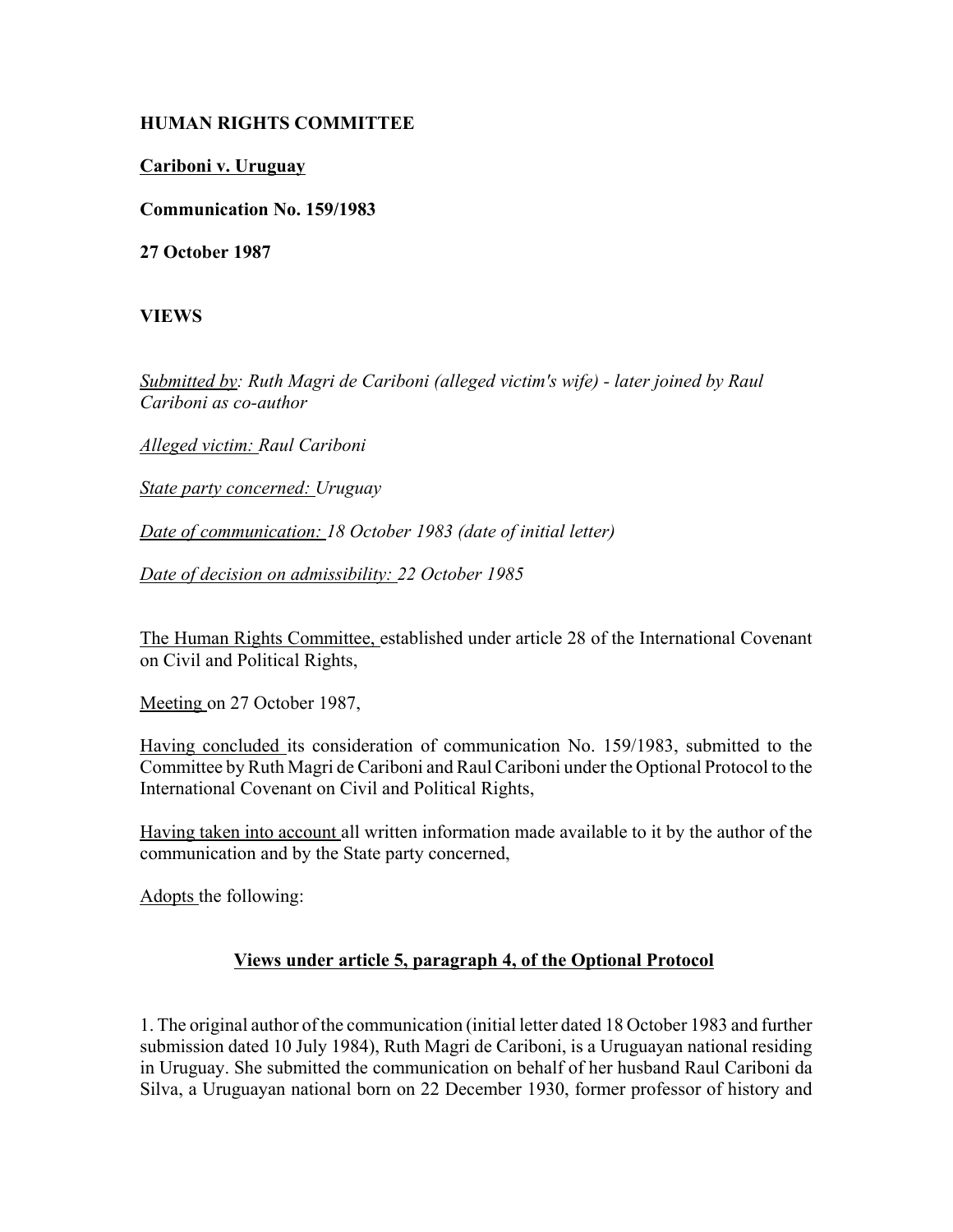**HUMAN RIGHTS COMMITTEE**

**Cariboni v. Uruguay**

**Communication No. 159/1983**

**27 October 1987**

**VIEWS**

*Submitted by: Ruth Magri de Cariboni (alleged victim's wife) - later joined by Raul Cariboni as co-author*

*Alleged victim: Raul Cariboni*

*State party concerned: Uruguay*

*Date of communication: 18 October 1983 (date of initial letter)*

*Date of decision on admissibility: 22 October 1985*

The Human Rights Committee, established under article 28 of the International Covenant on Civil and Political Rights,

Meeting on 27 October 1987,

Having concluded its consideration of communication No. 159/1983, submitted to the Committee by Ruth Magri de Cariboni and Raul Cariboni under the Optional Protocol to the International Covenant on Civil and Political Rights,

Having taken into account all written information made available to it by the author of the communication and by the State party concerned,

Adopts the following:

**Views under article 5, paragraph 4, of the Optional Protocol**

1. The original author of the communication (initial letter dated 18 October 1983 and further submission dated 10 July 1984), Ruth Magri de Cariboni, is a Uruguayan national residing in Uruguay. She submitted the communication on behalf of her husband Raul Cariboni da Silva, a Uruguayan national born on 22 December 1930, former professor of history and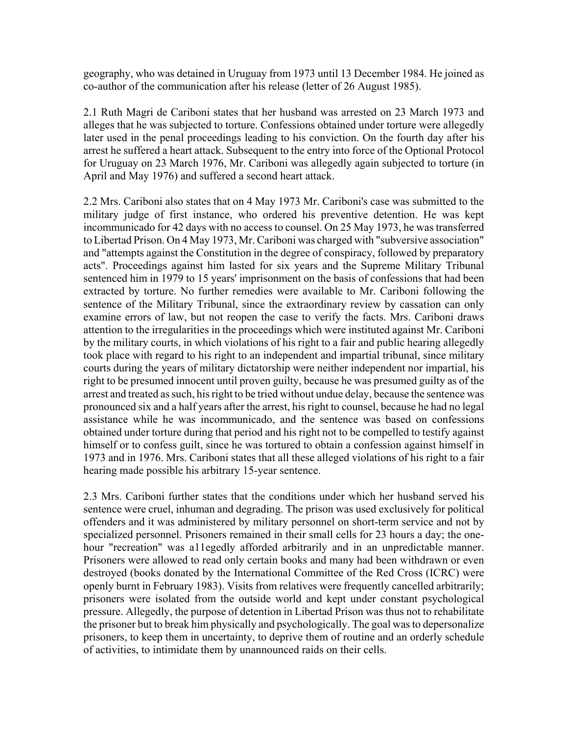geography, who was detained in Uruguay from 1973 until 13 December 1984. He joined as co-author of the communication after his release (letter of 26 August 1985).

2.1 Ruth Magri de Cariboni states that her husband was arrested on 23 March 1973 and alleges that he was subjected to torture. Confessions obtained under torture were allegedly later used in the penal proceedings leading to his conviction. On the fourth day after his arrest he suffered a heart attack. Subsequent to the entry into force of the Optional Protocol for Uruguay on 23 March 1976, Mr. Cariboni was allegedly again subjected to torture (in April and May 1976) and suffered a second heart attack.

2.2 Mrs. Cariboni also states that on 4 May 1973 Mr. Cariboni's case was submitted to the military judge of first instance, who ordered his preventive detention. He was kept incommunicado for 42 days with no access to counsel. On 25 May 1973, he was transferred to Libertad Prison. On 4 May 1973, Mr. Cariboni was charged with "subversive association" and "attempts against the Constitution in the degree of conspiracy, followed by preparatory acts". Proceedings against him lasted for six years and the Supreme Military Tribunal sentenced him in 1979 to 15 years' imprisonment on the basis of confessions that had been extracted by torture. No further remedies were available to Mr. Cariboni following the sentence of the Military Tribunal, since the extraordinary review by cassation can only examine errors of law, but not reopen the case to verify the facts. Mrs. Cariboni draws attention to the irregularities in the proceedings which were instituted against Mr. Cariboni by the military courts, in which violations of his right to a fair and public hearing allegedly took place with regard to his right to an independent and impartial tribunal, since military courts during the years of military dictatorship were neither independent nor impartial, his right to be presumed innocent until proven guilty, because he was presumed guilty as of the arrest and treated as such, his right to be tried without undue delay, because the sentence was pronounced six and a half years after the arrest, his right to counsel, because he had no legal assistance while he was incommunicado, and the sentence was based on confessions obtained under torture during that period and his right not to be compelled to testify against himself or to confess guilt, since he was tortured to obtain a confession against himself in 1973 and in 1976. Mrs. Cariboni states that all these alleged violations of his right to a fair hearing made possible his arbitrary 15-year sentence.

2.3 Mrs. Cariboni further states that the conditions under which her husband served his sentence were cruel, inhuman and degrading. The prison was used exclusively for political offenders and it was administered by military personnel on short-term service and not by specialized personnel. Prisoners remained in their small cells for 23 hours a day; the one-hour "recreation" was a11egedly afforded arbitrarily and in an unpredictable manner. Prisoners were allowed to read only certain books and many had been withdrawn or even destroyed (books donated by the International Committee of the Red Cross (ICRC) were openly burnt in February 1983). Visits from relatives were frequently cancelled arbitrarily; prisoners were isolated from the outside world and kept under constant psychological pressure. Allegedly, the purpose of detention in Libertad Prison was thus not to rehabilitate the prisoner but to break him physically and psychologically. The goal was to depersonalize prisoners, to keep them in uncertainty, to deprive them of routine and an orderly schedule of activities, to intimidate them by unannounced raids on their cells.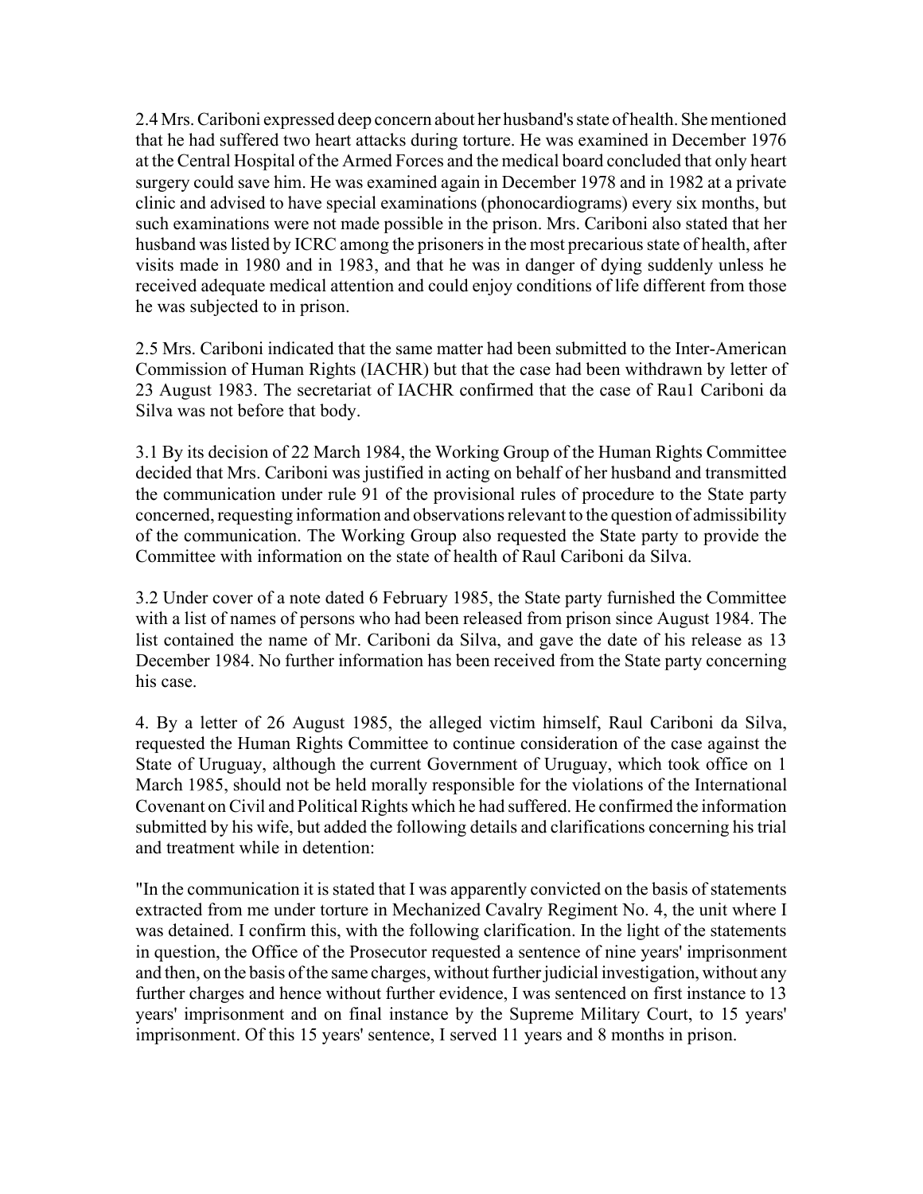2.4 Mrs. Cariboni expressed deep concern about her husband's state of health. She mentioned that he had suffered two heart attacks during torture. He was examined in December 1976 at the Central Hospital of the Armed Forces and the medical board concluded that only heart surgery could save him. He was examined again in December 1978 and in 1982 at a private clinic and advised to have special examinations (phonocardiograms) every six months, but such examinations were not made possible in the prison. Mrs. Cariboni also stated that her husband was listed by ICRC among the prisoners in the most precarious state of health, after visits made in 1980 and in 1983, and that he was in danger of dying suddenly unless he received adequate medical attention and could enjoy conditions of life different from those he was subjected to in prison.

2.5 Mrs. Cariboni indicated that the same matter had been submitted to the Inter-American Commission of Human Rights (IACHR) but that the case had been withdrawn by letter of 23 August 1983. The secretariat of IACHR confirmed that the case of Rau1 Cariboni da Silva was not before that body.

3.1 By its decision of 22 March 1984, the Working Group of the Human Rights Committee decided that Mrs. Cariboni was justified in acting on behalf of her husband and transmitted the communication under rule 91 of the provisional rules of procedure to the State party concerned, requesting information and observations relevant to the question of admissibility of the communication. The Working Group also requested the State party to provide the Committee with information on the state of health of Raul Cariboni da Silva.

3.2 Under cover of a note dated 6 February 1985, the State party furnished the Committee with a list of names of persons who had been released from prison since August 1984. The list contained the name of Mr. Cariboni da Silva, and gave the date of his release as 13 December 1984. No further information has been received from the State party concerning his case.

4. By a letter of 26 August 1985, the alleged victim himself, Raul Cariboni da Silva, requested the Human Rights Committee to continue consideration of the case against the State of Uruguay, although the current Government of Uruguay, which took office on 1 March 1985, should not be held morally responsible for the violations of the International Covenant on Civil and Political Rights which he had suffered. He confirmed the information submitted by his wife, but added the following details and clarifications concerning his trial and treatment while in detention:

"In the communication it is stated that I was apparently convicted on the basis of statements extracted from me under torture in Mechanized Cavalry Regiment No. 4, the unit where I was detained. I confirm this, with the following clarification. In the light of the statements in question, the Office of the Prosecutor requested a sentence of nine years' imprisonment and then, on the basis of the same charges, without further judicial investigation, without any further charges and hence without further evidence, I was sentenced on first instance to 13 years' imprisonment and on final instance by the Supreme Military Court, to 15 years' imprisonment. Of this 15 years' sentence, I served 11 years and 8 months in prison.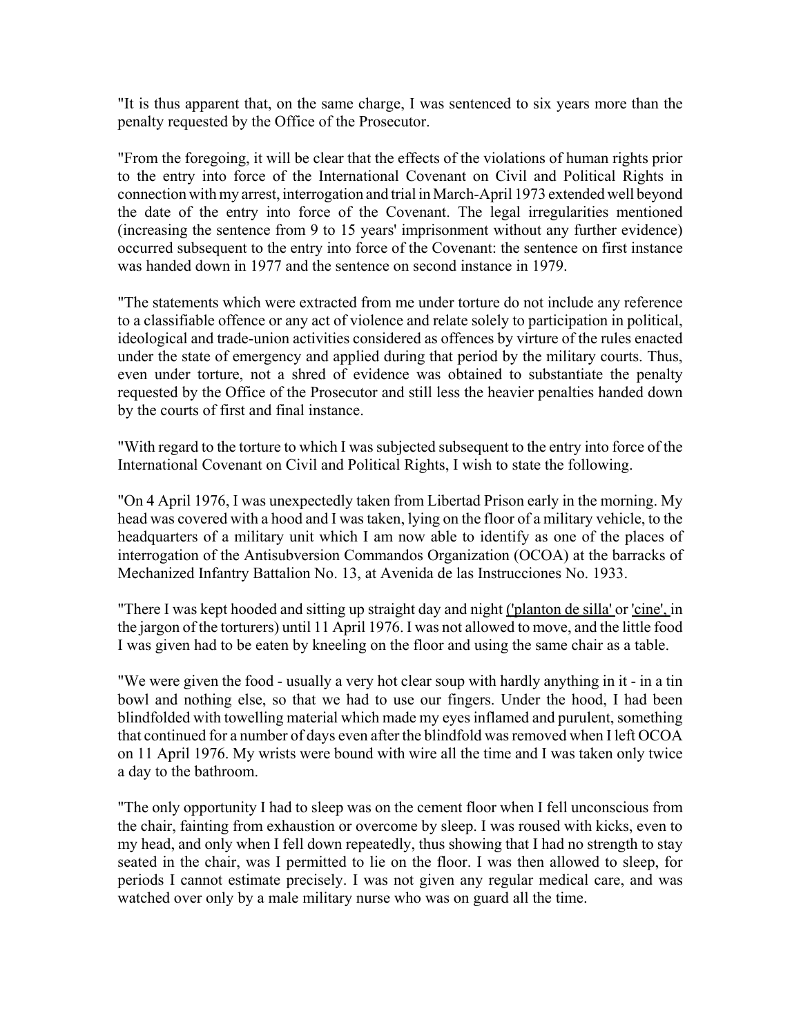"It is thus apparent that, on the same charge, I was sentenced to six years more than the penalty requested by the Office of the Prosecutor.

"From the foregoing, it will be clear that the effects of the violations of human rights prior to the entry into force of the International Covenant on Civil and Political Rights in connection with my arrest, interrogation and trial in March-April 1973 extended well beyond the date of the entry into force of the Covenant. The legal irregularities mentioned (increasing the sentence from 9 to 15 years' imprisonment without any further evidence) occurred subsequent to the entry into force of the Covenant: the sentence on first instance was handed down in 1977 and the sentence on second instance in 1979.

"The statements which were extracted from me under torture do not include any reference to a classifiable offence or any act of violence and relate solely to participation in political, ideological and trade-union activities considered as offences by virture of the rules enacted under the state of emergency and applied during that period by the military courts. Thus, even under torture, not a shred of evidence was obtained to substantiate the penalty requested by the Office of the Prosecutor and still less the heavier penalties handed down by the courts of first and final instance.

"With regard to the torture to which I was subjected subsequent to the entry into force of the International Covenant on Civil and Political Rights, I wish to state the following.

"On 4 April 1976, I was unexpectedly taken from Libertad Prison early in the morning. My head was covered with a hood and I was taken, lying on the floor of a military vehicle, to the headquarters of a military unit which I am now able to identify as one of the places of interrogation of the Antisubversion Commandos Organization (OCOA) at the barracks of Mechanized Infantry Battalion No. 13, at Avenida de las Instrucciones No. 1933.

"There I was kept hooded and sitting up straight day and night ('planton de silla' or 'cine', in the jargon of the torturers) until 11 April 1976. I was not allowed to move, and the little food I was given had to be eaten by kneeling on the floor and using the same chair as a table.

"We were given the food - usually a very hot clear soup with hardly anything in it - in a tin bowl and nothing else, so that we had to use our fingers. Under the hood, I had been blindfolded with towelling material which made my eyes inflamed and purulent, something that continued for a number of days even after the blindfold was removed when I left OCOA on 11 April 1976. My wrists were bound with wire all the time and I was taken only twice a day to the bathroom.

"The only opportunity I had to sleep was on the cement floor when I fell unconscious from the chair, fainting from exhaustion or overcome by sleep. I was roused with kicks, even to my head, and only when I fell down repeatedly, thus showing that I had no strength to stay seated in the chair, was I permitted to lie on the floor. I was then allowed to sleep, for periods I cannot estimate precisely. I was not given any regular medical care, and was watched over only by a male military nurse who was on guard all the time.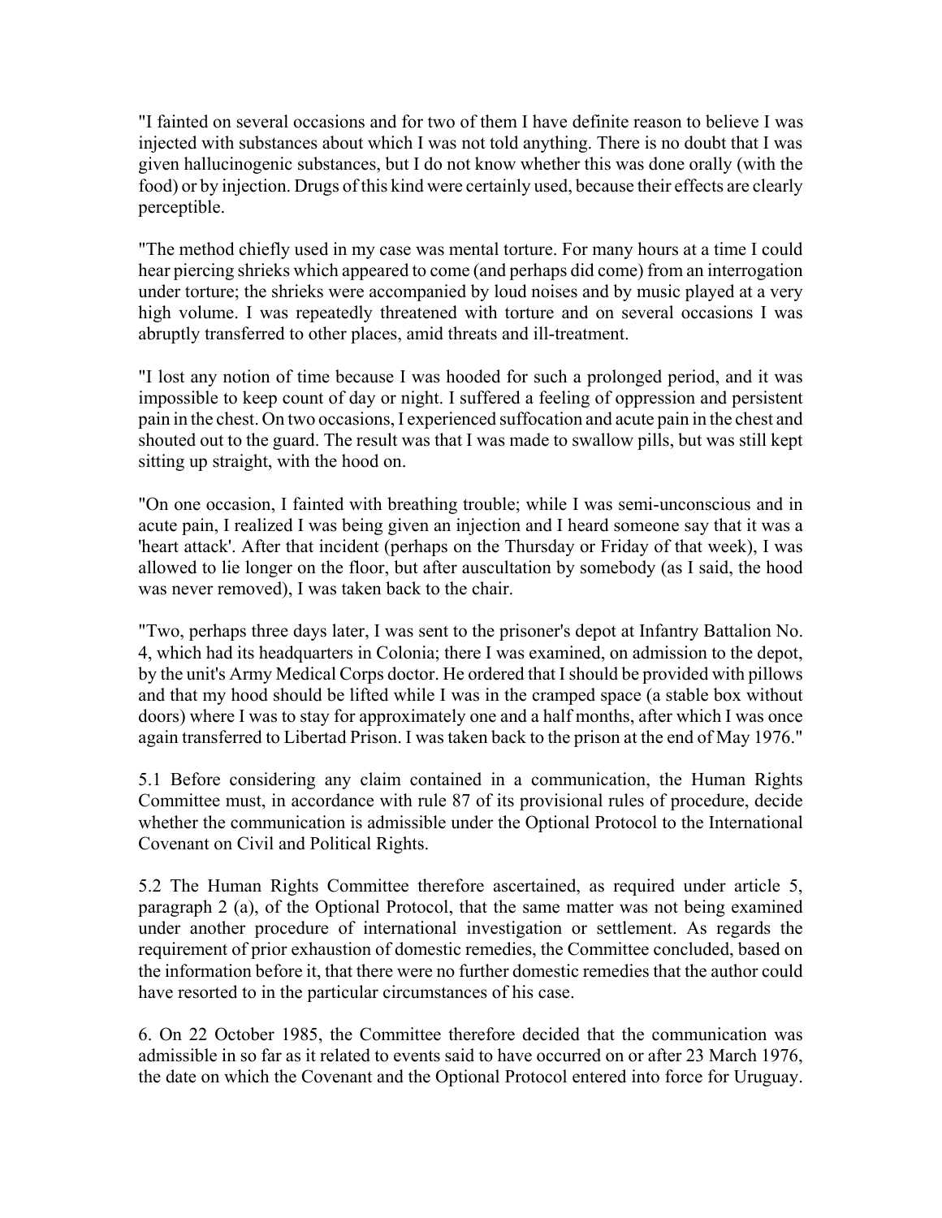"I fainted on several occasions and for two of them I have definite reason to believe I was injected with substances about which I was not told anything. There is no doubt that I was given hallucinogenic substances, but I do not know whether this was done orally (with the food) or by injection. Drugs of this kind were certainly used, because their effects are clearly perceptible.

"The method chiefly used in my case was mental torture. For many hours at a time I could hear piercing shrieks which appeared to come (and perhaps did come) from an interrogation under torture; the shrieks were accompanied by loud noises and by music played at a very high volume. I was repeatedly threatened with torture and on several occasions I was abruptly transferred to other places, amid threats and ill-treatment.

"I lost any notion of time because I was hooded for such a prolonged period, and it was impossible to keep count of day or night. I suffered a feeling of oppression and persistent pain in the chest. On two occasions, I experienced suffocation and acute pain in the chest and shouted out to the guard. The result was that I was made to swallow pills, but was still kept sitting up straight, with the hood on.

"On one occasion, I fainted with breathing trouble; while I was semi-unconscious and in acute pain, I realized I was being given an injection and I heard someone say that it was a 'heart attack'. After that incident (perhaps on the Thursday or Friday of that week), I was allowed to lie longer on the floor, but after auscultation by somebody (as I said, the hood was never removed), I was taken back to the chair.

"Two, perhaps three days later, I was sent to the prisoner's depot at Infantry Battalion No. 4, which had its headquarters in Colonia; there I was examined, on admission to the depot, by the unit's Army Medical Corps doctor. He ordered that I should be provided with pillows and that my hood should be lifted while I was in the cramped space (a stable box without doors) where I was to stay for approximately one and a half months, after which I was once again transferred to Libertad Prison. I was taken back to the prison at the end of May 1976."

5.1 Before considering any claim contained in a communication, the Human Rights Committee must, in accordance with rule 87 of its provisional rules of procedure, decide whether the communication is admissible under the Optional Protocol to the International Covenant on Civil and Political Rights.

5.2 The Human Rights Committee therefore ascertained, as required under article 5, paragraph 2 (a), of the Optional Protocol, that the same matter was not being examined under another procedure of international investigation or settlement. As regards the requirement of prior exhaustion of domestic remedies, the Committee concluded, based on the information before it, that there were no further domestic remedies that the author could have resorted to in the particular circumstances of his case.

6. On 22 October 1985, the Committee therefore decided that the communication was admissible in so far as it related to events said to have occurred on or after 23 March 1976, the date on which the Covenant and the Optional Protocol entered into force for Uruguay.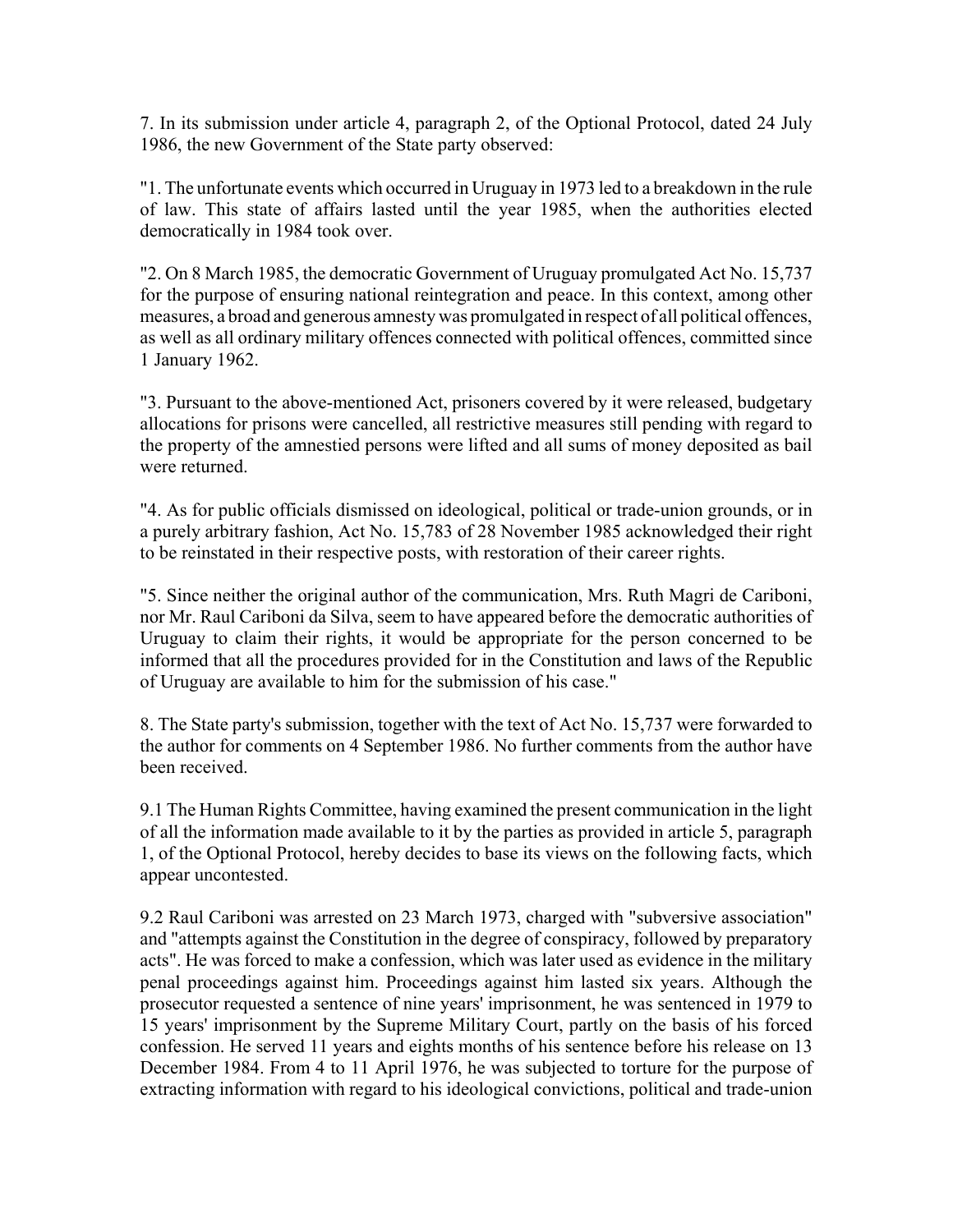7. In its submission under article 4, paragraph 2, of the Optional Protocol, dated 24 July 1986, the new Government of the State party observed:

"1. The unfortunate events which occurred in Uruguay in 1973 led to a breakdown in the rule of law. This state of affairs lasted until the year 1985, when the authorities elected democratically in 1984 took over.

"2. On 8 March 1985, the democratic Government of Uruguay promulgated Act No. 15,737 for the purpose of ensuring national reintegration and peace. In this context, among other measures, a broad and generous amnesty was promulgated in respect of all political offences, as well as all ordinary military offences connected with political offences, committed since 1 January 1962.

"3. Pursuant to the above-mentioned Act, prisoners covered by it were released, budgetary allocations for prisons were cancelled, all restrictive measures still pending with regard to the property of the amnestied persons were lifted and all sums of money deposited as bail were returned.

"4. As for public officials dismissed on ideological, political or trade-union grounds, or in a purely arbitrary fashion, Act No. 15,783 of 28 November 1985 acknowledged their right to be reinstated in their respective posts, with restoration of their career rights.

"5. Since neither the original author of the communication, Mrs. Ruth Magri de Cariboni, nor Mr. Raul Cariboni da Silva, seem to have appeared before the democratic authorities of Uruguay to claim their rights, it would be appropriate for the person concerned to be informed that all the procedures provided for in the Constitution and laws of the Republic of Uruguay are available to him for the submission of his case."

8. The State party's submission, together with the text of Act No. 15,737 were forwarded to the author for comments on 4 September 1986. No further comments from the author have been received.

9.1 The Human Rights Committee, having examined the present communication in the light of all the information made available to it by the parties as provided in article 5, paragraph 1, of the Optional Protocol, hereby decides to base its views on the following facts, which appear uncontested.

9.2 Raul Cariboni was arrested on 23 March 1973, charged with "subversive association" and "attempts against the Constitution in the degree of conspiracy, followed by preparatory acts". He was forced to make a confession, which was later used as evidence in the military penal proceedings against him. Proceedings against him lasted six years. Although the prosecutor requested a sentence of nine years' imprisonment, he was sentenced in 1979 to 15 years' imprisonment by the Supreme Military Court, partly on the basis of his forced confession. He served 11 years and eights months of his sentence before his release on 13 December 1984. From 4 to 11 April 1976, he was subjected to torture for the purpose of extracting information with regard to his ideological convictions, political and trade-union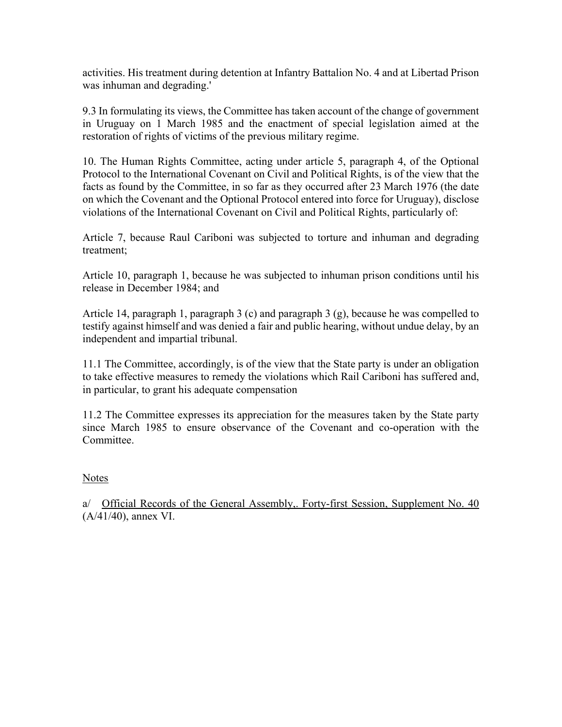activities. His treatment during detention at Infantry Battalion No. 4 and at Libertad Prison was inhuman and degrading.'

9.3 In formulating its views, the Committee has taken account of the change of government in Uruguay on 1 March 1985 and the enactment of special legislation aimed at the restoration of rights of victims of the previous military regime.

10. The Human Rights Committee, acting under article 5, paragraph 4, of the Optional Protocol to the International Covenant on Civil and Political Rights, is of the view that the facts as found by the Committee, in so far as they occurred after 23 March 1976 (the date on which the Covenant and the Optional Protocol entered into force for Uruguay), disclose violations of the International Covenant on Civil and Political Rights, particularly of:

Article 7, because Raul Cariboni was subjected to torture and inhuman and degrading treatment;

Article 10, paragraph 1, because he was subjected to inhuman prison conditions until his release in December 1984; and

Article 14, paragraph 1, paragraph 3 (c) and paragraph 3 (g), because he was compelled to testify against himself and was denied a fair and public hearing, without undue delay, by an independent and impartial tribunal.

11.1 The Committee, accordingly, is of the view that the State party is under an obligation to take effective measures to remedy the violations which Rail Cariboni has suffered and, in particular, to grant his adequate compensation

11.2 The Committee expresses its appreciation for the measures taken by the State party since March 1985 to ensure observance of the Covenant and co-operation with the Committee.

Notes

a/ Official Records of the General Assembly,. Forty-first Session, Supplement No. 40 (A/41/40), annex VI.